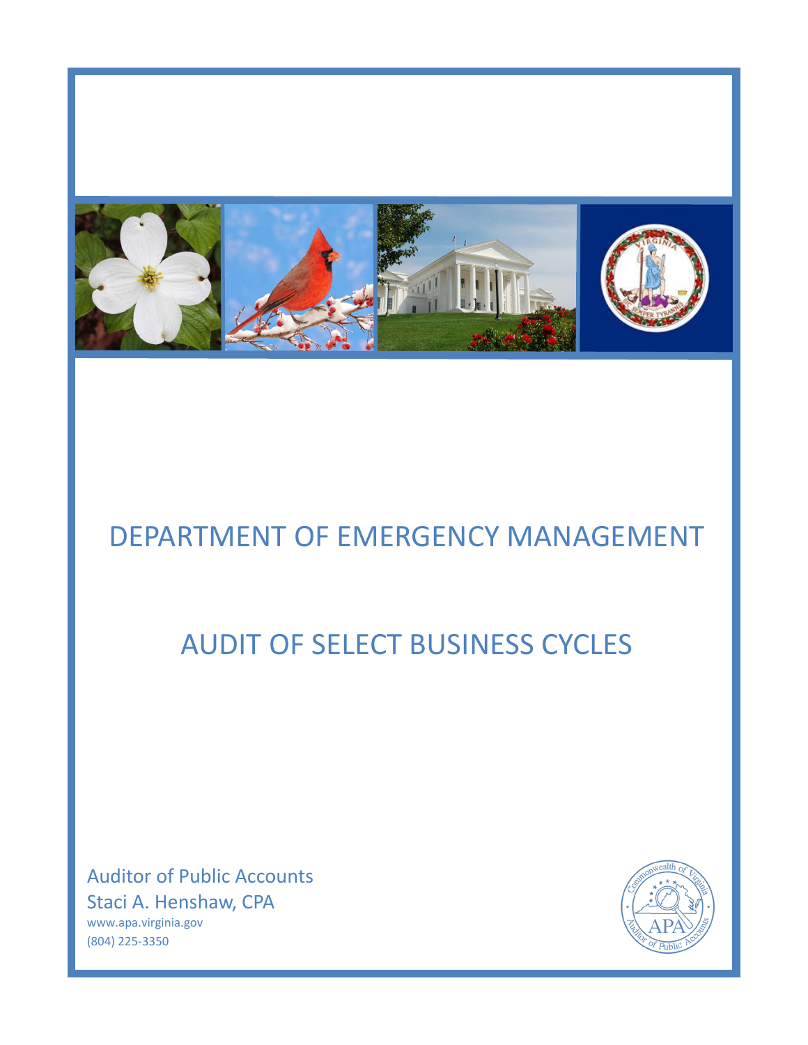# DEPARTMENT OF EMERGENCY MANAGEMENT

# AUDIT OF SELECT BUSINESS CYCLES

Auditor of Public Accounts
Staci A. Henshaw, CPA
www.apa.virginia.gov
(804) 225-3350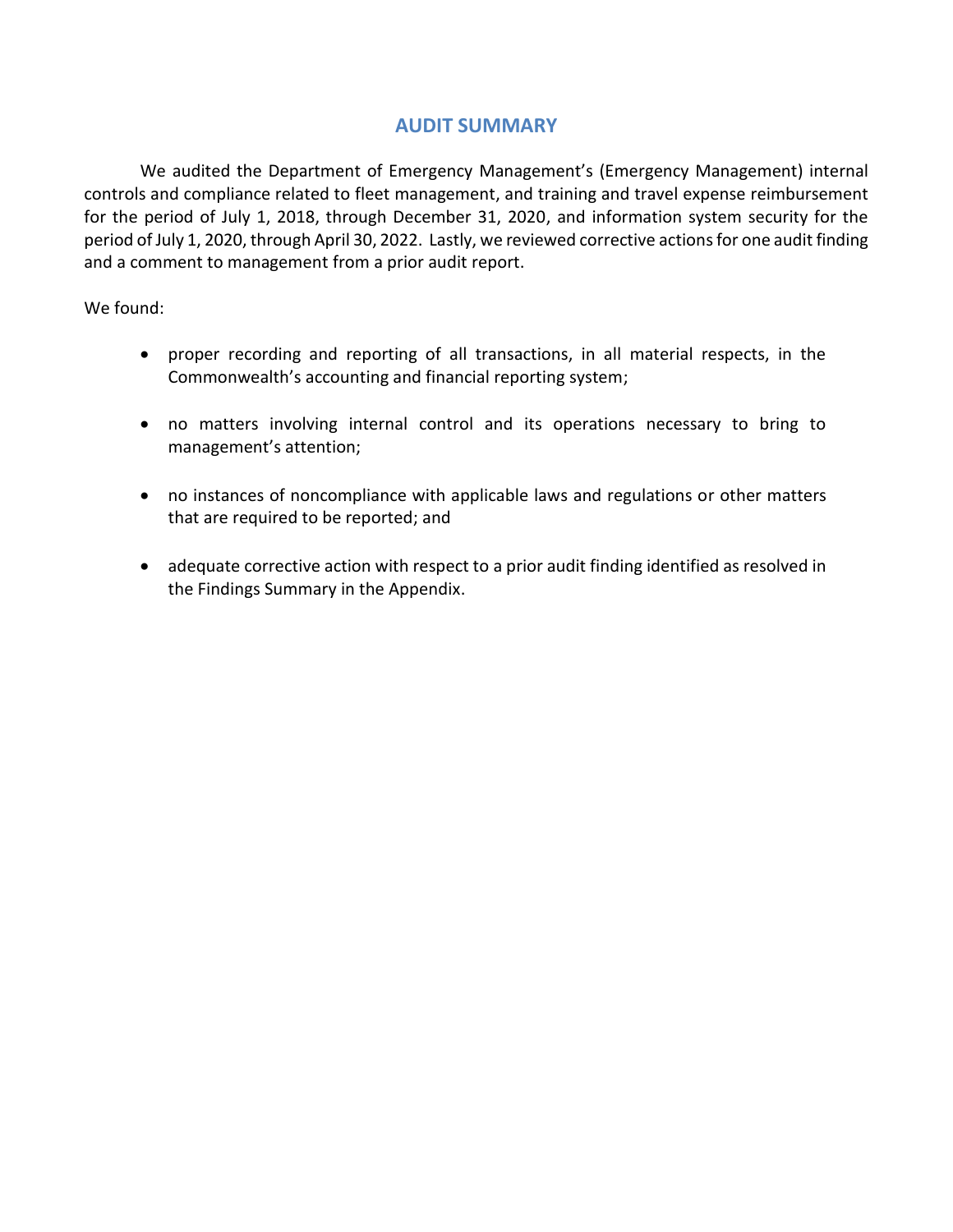## AUDIT SUMMARY

We audited the Department of Emergency Management's (Emergency Management) internal controls and compliance related to fleet management, and training and travel expense reimbursement for the period of July 1, 2018, through December 31, 2020, and information system security for the period of July 1, 2020, through April 30, 2022. Lastly, we reviewed corrective actions for one audit finding and a comment to management from a prior audit report.

We found:

- proper recording and reporting of all transactions, in all material respects, in the Commonwealth's accounting and financial reporting system;
- no matters involving internal control and its operations necessary to bring to management's attention;
- no instances of noncompliance with applicable laws and regulations or other matters that are required to be reported; and
- adequate corrective action with respect to a prior audit finding identified as resolved in the Findings Summary in the Appendix.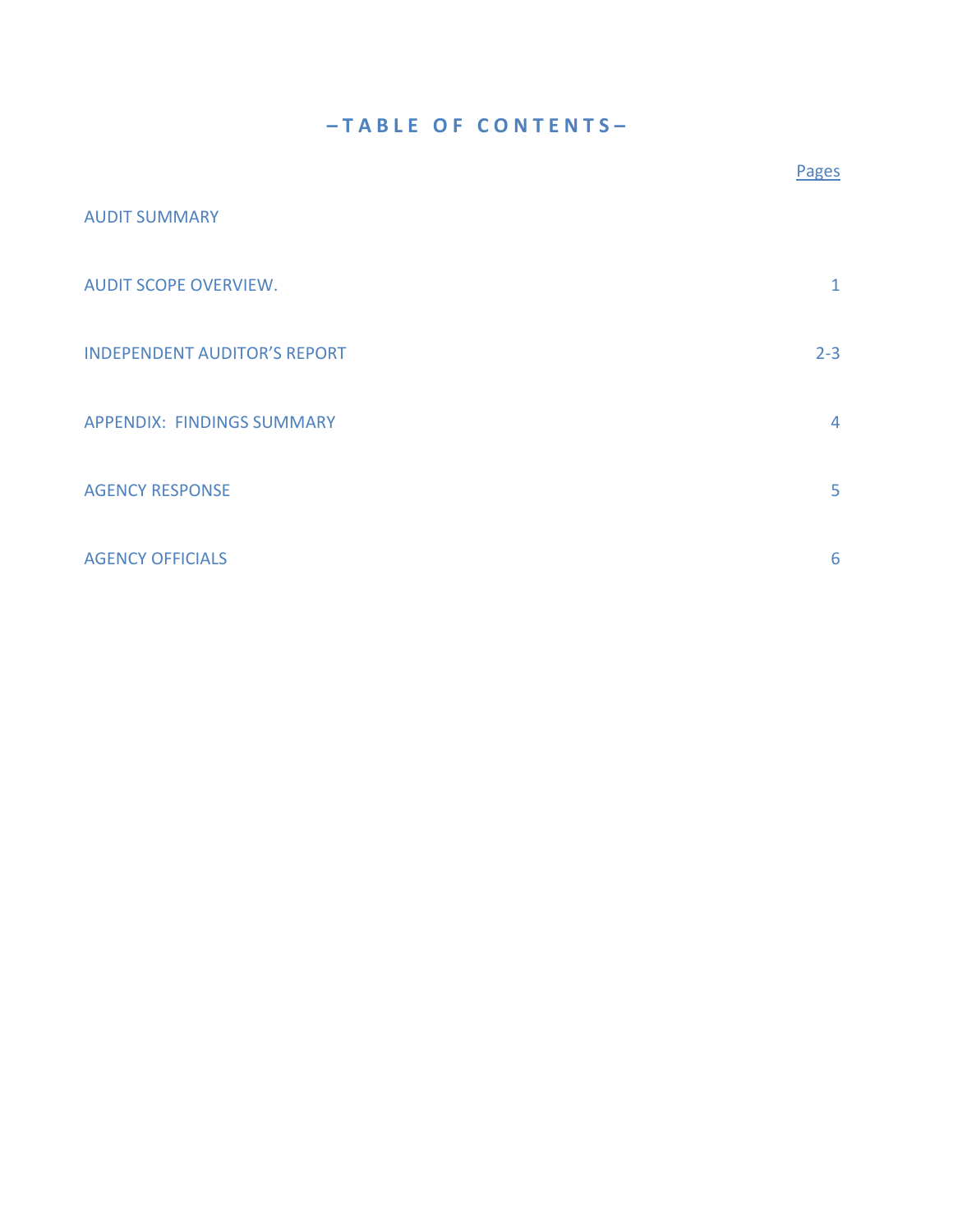# –TABLE OF CONTENTS–

| | Pages |
|---|---|
| AUDIT SUMMARY | |
| AUDIT SCOPE OVERVIEW. | 1 |
| INDEPENDENT AUDITOR'S REPORT | 2-3 |
| APPENDIX: FINDINGS SUMMARY | 4 |
| AGENCY RESPONSE | 5 |
| AGENCY OFFICIALS | 6 |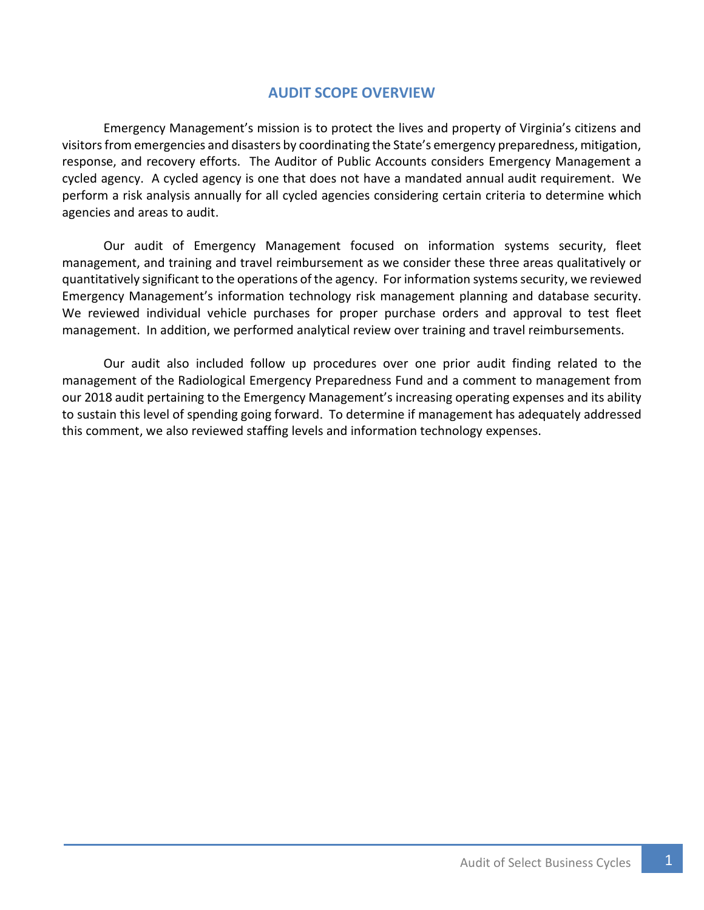## AUDIT SCOPE OVERVIEW

Emergency Management's mission is to protect the lives and property of Virginia's citizens and visitors from emergencies and disasters by coordinating the State's emergency preparedness, mitigation, response, and recovery efforts. The Auditor of Public Accounts considers Emergency Management a cycled agency. A cycled agency is one that does not have a mandated annual audit requirement. We perform a risk analysis annually for all cycled agencies considering certain criteria to determine which agencies and areas to audit.

Our audit of Emergency Management focused on information systems security, fleet management, and training and travel reimbursement as we consider these three areas qualitatively or quantitatively significant to the operations of the agency. For information systems security, we reviewed Emergency Management's information technology risk management planning and database security. We reviewed individual vehicle purchases for proper purchase orders and approval to test fleet management. In addition, we performed analytical review over training and travel reimbursements.

Our audit also included follow up procedures over one prior audit finding related to the management of the Radiological Emergency Preparedness Fund and a comment to management from our 2018 audit pertaining to the Emergency Management's increasing operating expenses and its ability to sustain this level of spending going forward. To determine if management has adequately addressed this comment, we also reviewed staffing levels and information technology expenses.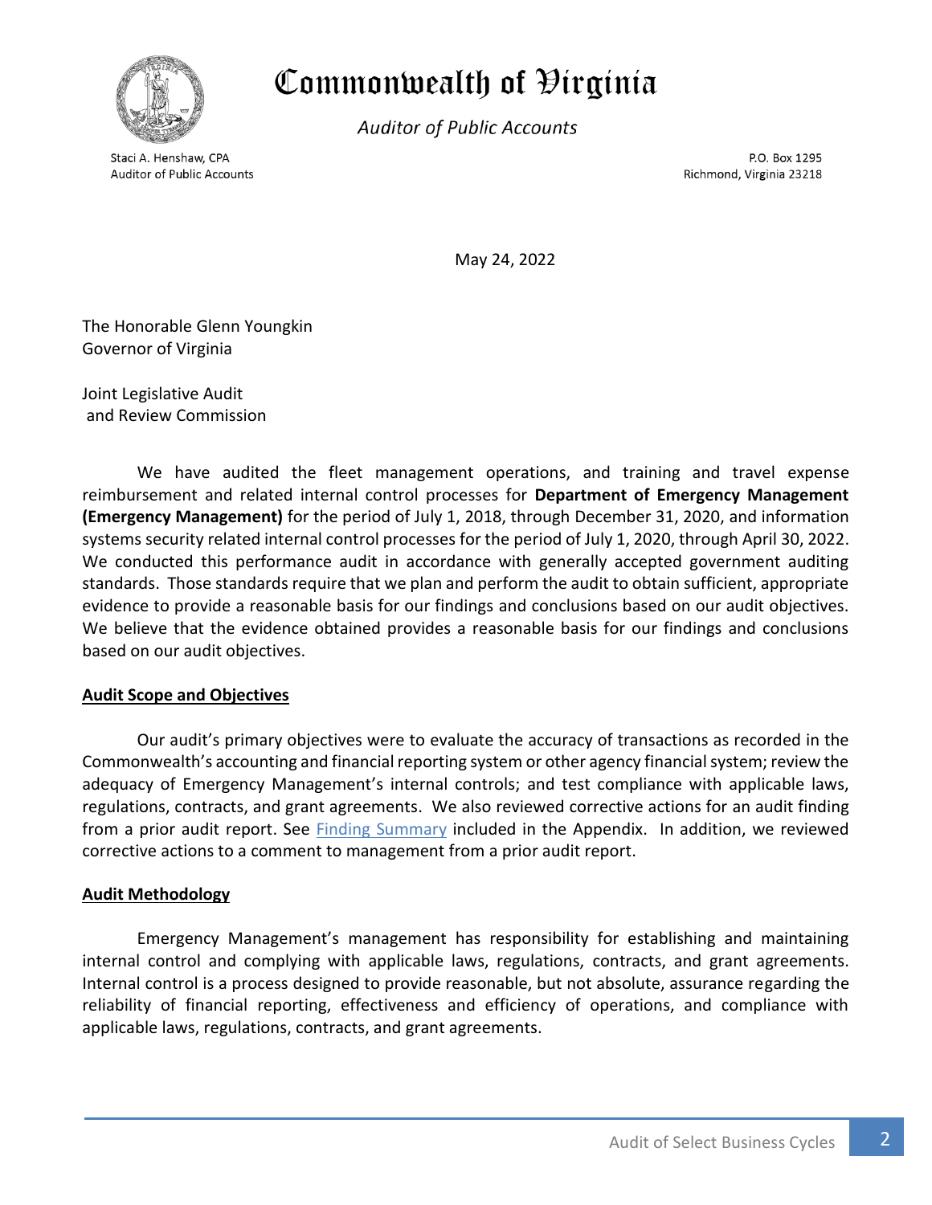# Commonwealth of Virginia

*Auditor of Public Accounts*

Staci A. Henshaw, CPA
Auditor of Public Accounts

P.O. Box 1295
Richmond, Virginia 23218

May 24, 2022

The Honorable Glenn Youngkin
Governor of Virginia

Joint Legislative Audit
and Review Commission

We have audited the fleet management operations, and training and travel expense reimbursement and related internal control processes for **Department of Emergency Management (Emergency Management)** for the period of July 1, 2018, through December 31, 2020, and information systems security related internal control processes for the period of July 1, 2020, through April 30, 2022. We conducted this performance audit in accordance with generally accepted government auditing standards. Those standards require that we plan and perform the audit to obtain sufficient, appropriate evidence to provide a reasonable basis for our findings and conclusions based on our audit objectives. We believe that the evidence obtained provides a reasonable basis for our findings and conclusions based on our audit objectives.

**Audit Scope and Objectives**

Our audit's primary objectives were to evaluate the accuracy of transactions as recorded in the Commonwealth's accounting and financial reporting system or other agency financial system; review the adequacy of Emergency Management's internal controls; and test compliance with applicable laws, regulations, contracts, and grant agreements. We also reviewed corrective actions for an audit finding from a prior audit report. See Finding Summary included in the Appendix. In addition, we reviewed corrective actions to a comment to management from a prior audit report.

**Audit Methodology**

Emergency Management's management has responsibility for establishing and maintaining internal control and complying with applicable laws, regulations, contracts, and grant agreements. Internal control is a process designed to provide reasonable, but not absolute, assurance regarding the reliability of financial reporting, effectiveness and efficiency of operations, and compliance with applicable laws, regulations, contracts, and grant agreements.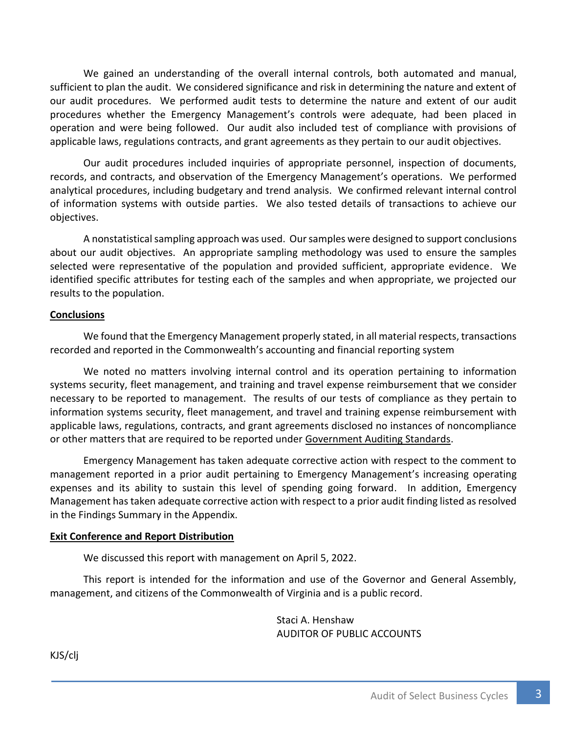We gained an understanding of the overall internal controls, both automated and manual, sufficient to plan the audit. We considered significance and risk in determining the nature and extent of our audit procedures. We performed audit tests to determine the nature and extent of our audit procedures whether the Emergency Management's controls were adequate, had been placed in operation and were being followed. Our audit also included test of compliance with provisions of applicable laws, regulations contracts, and grant agreements as they pertain to our audit objectives.

Our audit procedures included inquiries of appropriate personnel, inspection of documents, records, and contracts, and observation of the Emergency Management's operations. We performed analytical procedures, including budgetary and trend analysis. We confirmed relevant internal control of information systems with outside parties. We also tested details of transactions to achieve our objectives.

A nonstatistical sampling approach was used. Our samples were designed to support conclusions about our audit objectives. An appropriate sampling methodology was used to ensure the samples selected were representative of the population and provided sufficient, appropriate evidence. We identified specific attributes for testing each of the samples and when appropriate, we projected our results to the population.

**Conclusions**

We found that the Emergency Management properly stated, in all material respects, transactions recorded and reported in the Commonwealth's accounting and financial reporting system

We noted no matters involving internal control and its operation pertaining to information systems security, fleet management, and training and travel expense reimbursement that we consider necessary to be reported to management. The results of our tests of compliance as they pertain to information systems security, fleet management, and travel and training expense reimbursement with applicable laws, regulations, contracts, and grant agreements disclosed no instances of noncompliance or other matters that are required to be reported under Government Auditing Standards.

Emergency Management has taken adequate corrective action with respect to the comment to management reported in a prior audit pertaining to Emergency Management's increasing operating expenses and its ability to sustain this level of spending going forward. In addition, Emergency Management has taken adequate corrective action with respect to a prior audit finding listed as resolved in the Findings Summary in the Appendix.

**Exit Conference and Report Distribution**

We discussed this report with management on April 5, 2022.

This report is intended for the information and use of the Governor and General Assembly, management, and citizens of the Commonwealth of Virginia and is a public record.

Staci A. Henshaw
AUDITOR OF PUBLIC ACCOUNTS

KJS/clj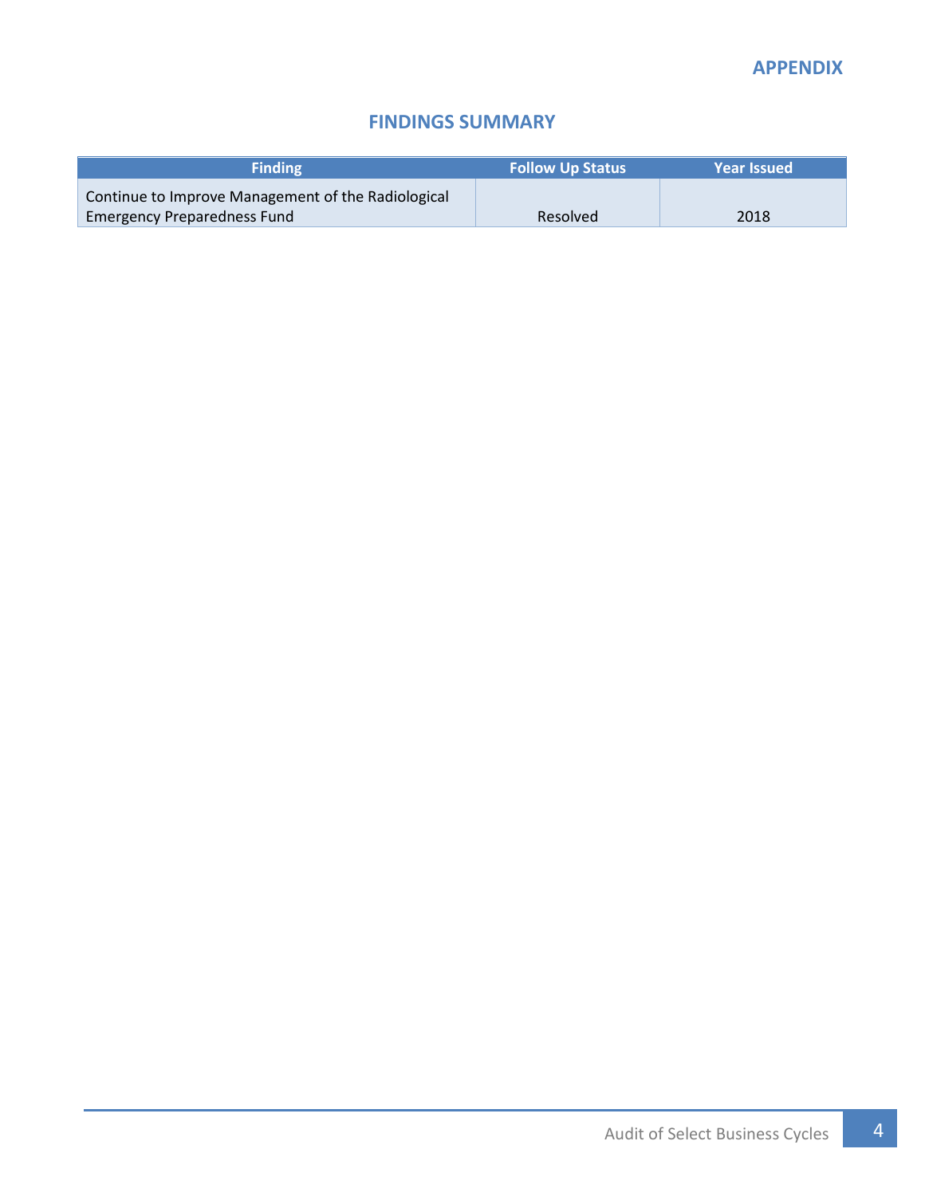# APPENDIX

## FINDINGS SUMMARY

| Finding | Follow Up Status | Year Issued |
|---|---|---|
| Continue to Improve Management of the Radiological Emergency Preparedness Fund | Resolved | 2018 |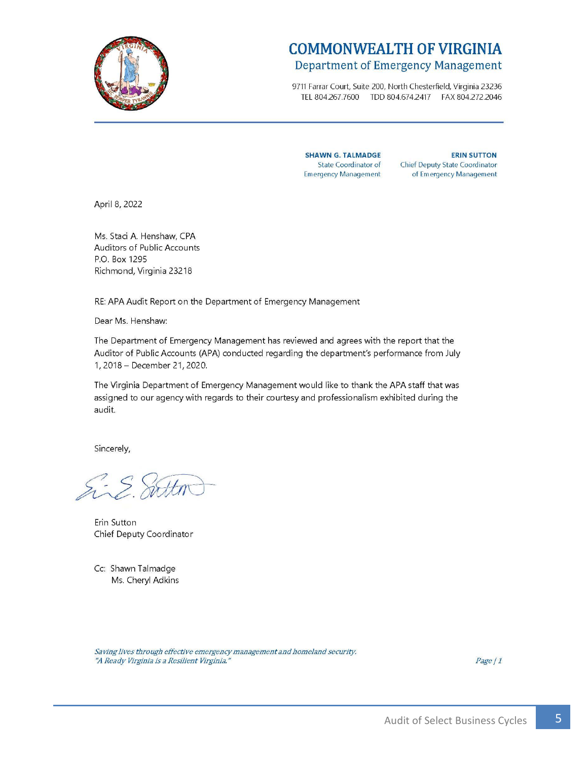# COMMONWEALTH OF VIRGINIA
## Department of Emergency Management

9711 Farrar Court, Suite 200, North Chesterfield, Virginia 23236
TEL 804.267.7600 TDD 804.674.2417 FAX 804.272.2046

**SHAWN G. TALMADGE**
State Coordinator of Emergency Management

**ERIN SUTTON**
Chief Deputy State Coordinator of Emergency Management

April 8, 2022

Ms. Staci A. Henshaw, CPA
Auditors of Public Accounts
P.O. Box 1295
Richmond, Virginia 23218

RE: APA Audit Report on the Department of Emergency Management

Dear Ms. Henshaw:

The Department of Emergency Management has reviewed and agrees with the report that the Auditor of Public Accounts (APA) conducted regarding the department's performance from July 1, 2018 – December 21, 2020.

The Virginia Department of Emergency Management would like to thank the APA staff that was assigned to our agency with regards to their courtesy and professionalism exhibited during the audit.

Sincerely,

Erin Sutton
Chief Deputy Coordinator

Cc: Shawn Talmadge
Ms. Cheryl Adkins

*Saving lives through effective emergency management and homeland security.*
*"A Ready Virginia is a Resilient Virginia."*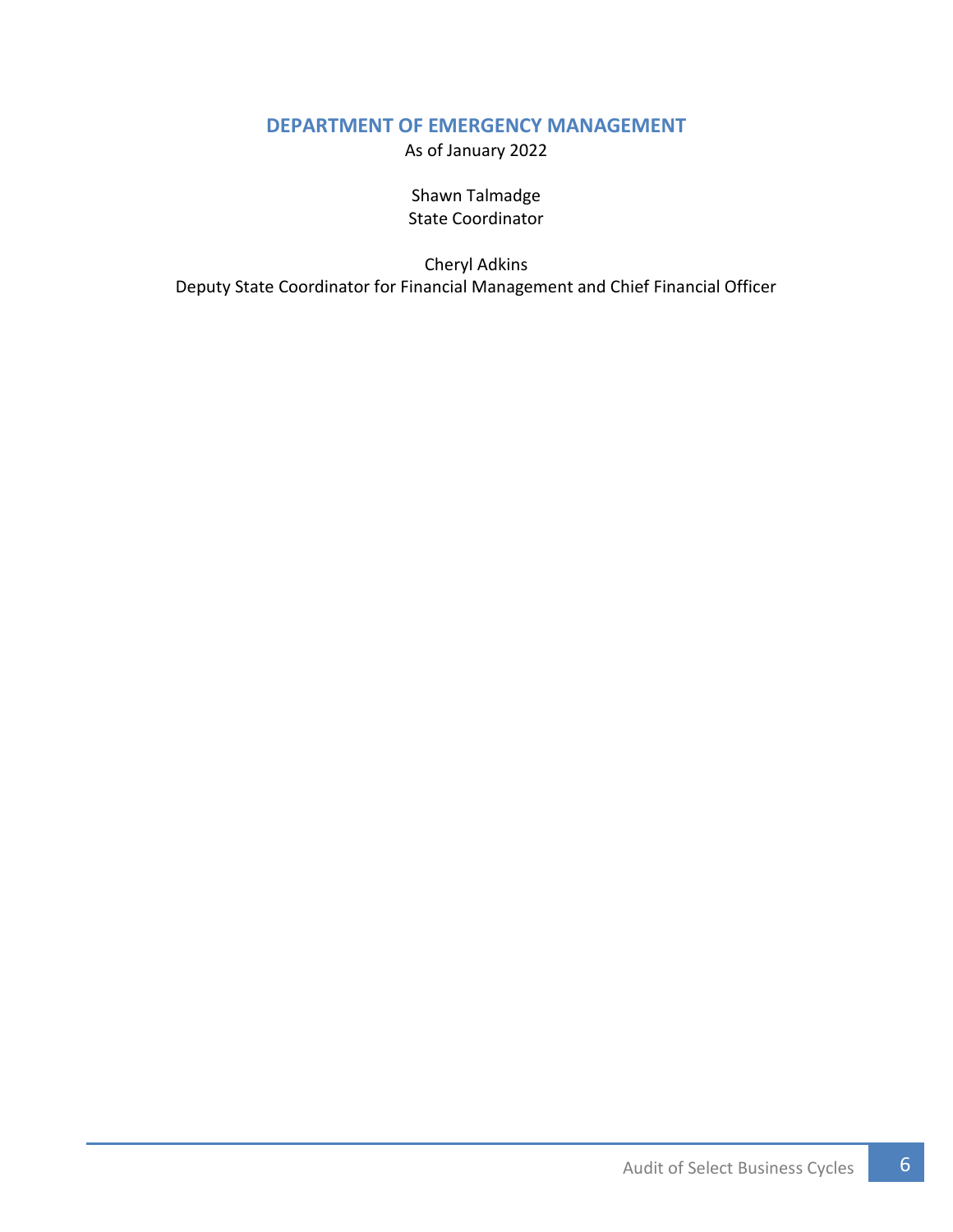## DEPARTMENT OF EMERGENCY MANAGEMENT

As of January 2022

Shawn Talmadge
State Coordinator

Cheryl Adkins
Deputy State Coordinator for Financial Management and Chief Financial Officer